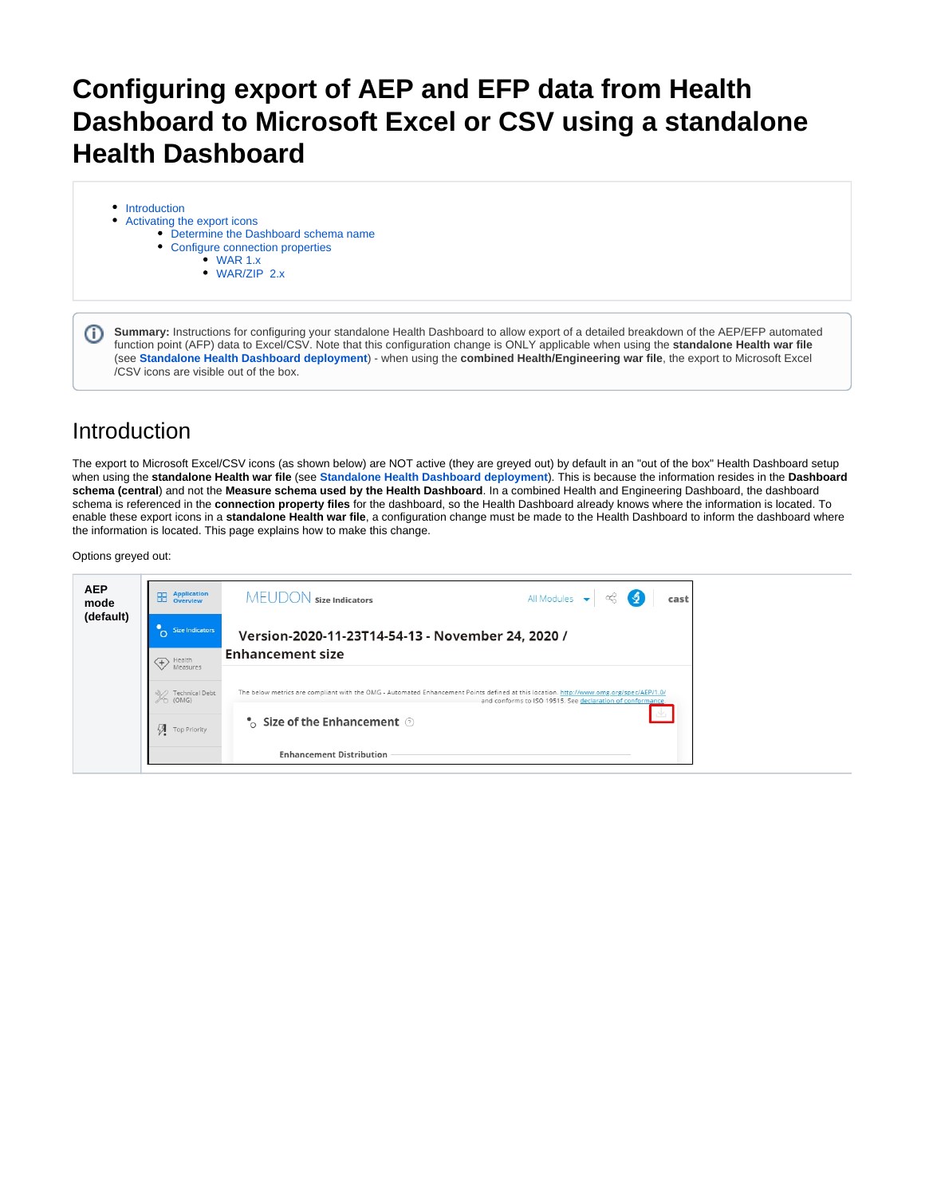# Configuring export of AEP and EFP data from Health Dashboard to Microsoft Excel or CSV using a standalone Health Dashboard

- Introduction
- Activating the export icons
  - Determine the Dashboard schema name
  - Configure connection properties
    - WAR 1.x
    - WAR/ZIP 2.x

**Summary:** Instructions for configuring your standalone Health Dashboard to allow export of a detailed breakdown of the AEP/EFP automated function point (AFP) data to Excel/CSV. Note that this configuration change is ONLY applicable when using the **standalone Health war file** (see **Standalone Health Dashboard deployment**) - when using the **combined Health/Engineering war file**, the export to Microsoft Excel /CSV icons are visible out of the box.

## Introduction

The export to Microsoft Excel/CSV icons (as shown below) are NOT active (they are greyed out) by default in an "out of the box" Health Dashboard setup when using the **standalone Health war file** (see **Standalone Health Dashboard deployment**). This is because the information resides in the **Dashboard schema (central)** and not the **Measure schema used by the Health Dashboard**. In a combined Health and Engineering Dashboard, the dashboard schema is referenced in the **connection property files** for the dashboard, so the Health Dashboard already knows where the information is located. To enable these export icons in a **standalone Health war file**, a configuration change must be made to the Health Dashboard to inform the dashboard where the information is located. This page explains how to make this change.

Options greyed out:

| | |
|---|---|
| **AEP mode (default)** | |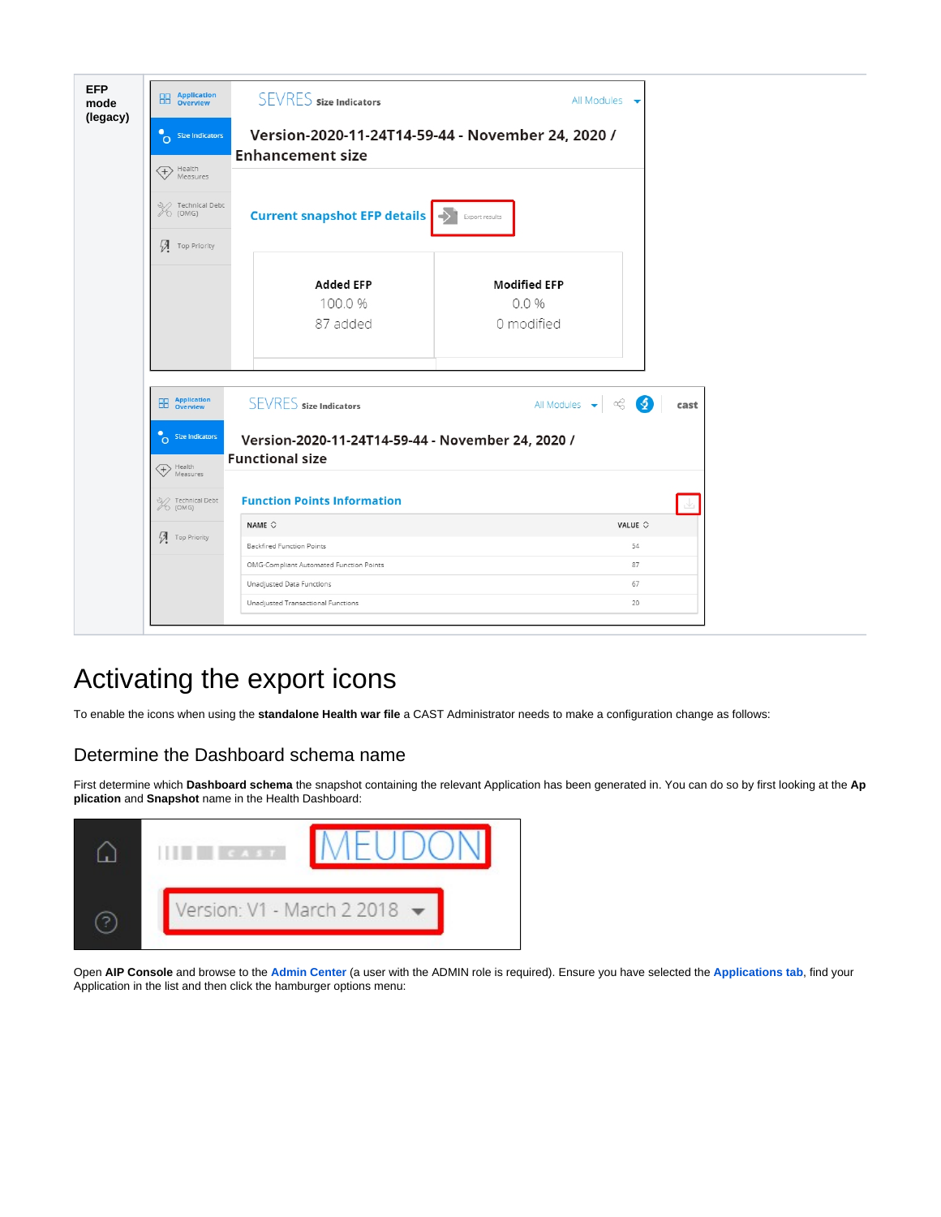| EFP mode (legacy) | |
|---|---|

# Activating the export icons

To enable the icons when using the **standalone Health war file** a CAST Administrator needs to make a configuration change as follows:

## Determine the Dashboard schema name

First determine which **Dashboard schema** the snapshot containing the relevant Application has been generated in. You can do so by first looking at the **Application** and **Snapshot** name in the Health Dashboard:

Open **AIP Console** and browse to the **Admin Center** (a user with the ADMIN role is required). Ensure you have selected the **Applications tab**, find your Application in the list and then click the hamburger options menu: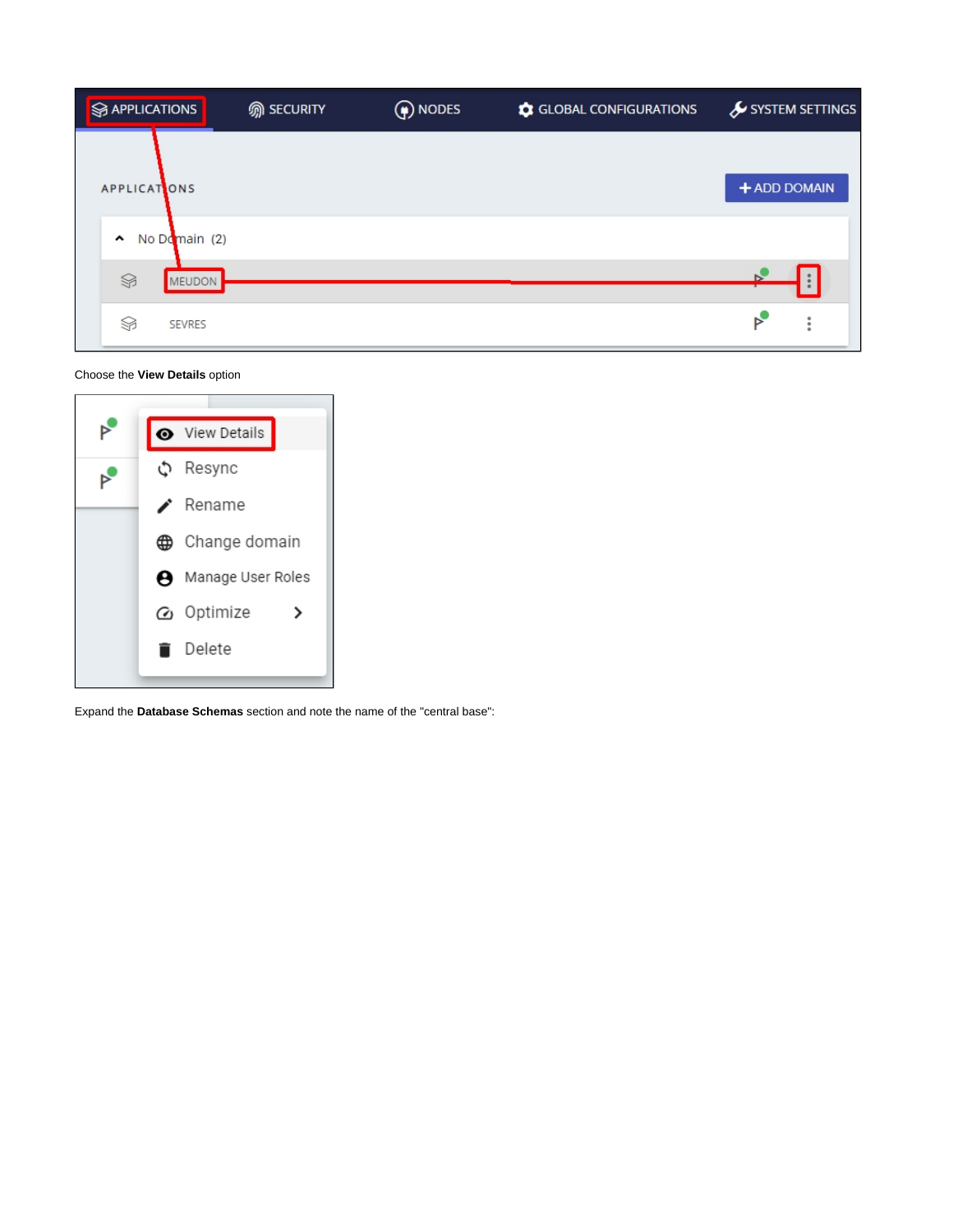Choose the **View Details** option

Expand the **Database Schemas** section and note the name of the "central base":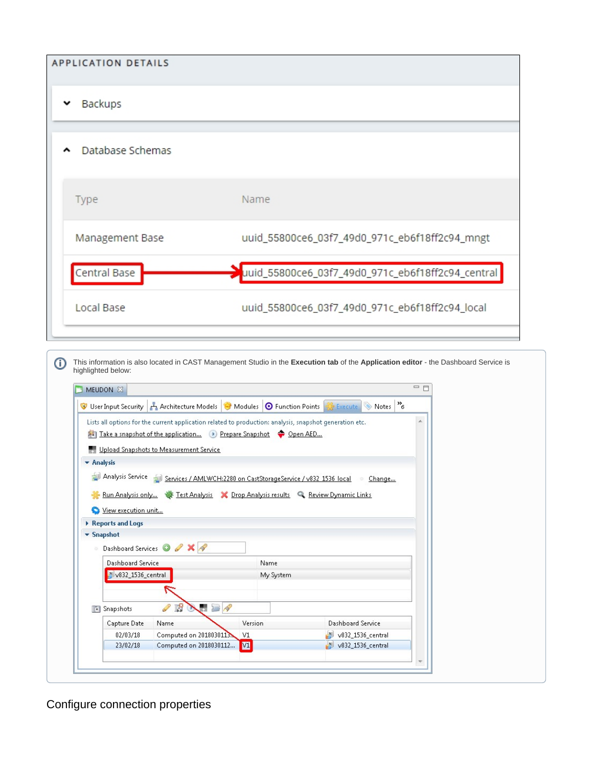APPLICATION DETAILS

Backups

Database Schemas

| Type | Name |
| --- | --- |
| Management Base | uuid_55800ce6_03f7_49d0_971c_eb6f18ff2c94_mngt |
| Central Base | uuid_55800ce6_03f7_49d0_971c_eb6f18ff2c94_central |
| Local Base | uuid_55800ce6_03f7_49d0_971c_eb6f18ff2c94_local |

This information is also located in CAST Management Studio in the **Execution tab** of the **Application editor** - the Dashboard Service is highlighted below:

MEUDON

User Input Security | Architecture Models | Modules | Function Points | Execute | Notes

Lists all options for the current application related to production: analysis, snapshot generation etc.

Take a snapshot of the application... Prepare Snapshot Open AED...

Upload Snapshots to Measurement Service

**Analysis**

Analysis Service Services / AMLWCH:2280 on CastStorageService / v832_1536_local Change...

Run Analysis only... Test Analysis Drop Analysis results Review Dynamic Links

View execution unit...

**Reports and Logs**

**Snapshot**

Dashboard Services

| Dashboard Service | Name |
| --- | --- |
| v832_1536_central | My System |

Snapshots

| Capture Date | Name | Version | Dashboard Service |
| --- | --- | --- | --- |
| 02/03/18 | Computed on 2018030113... | V1 | v832_1536_central |
| 23/02/18 | Computed on 2018030112... | V1 | v832_1536_central |

Configure connection properties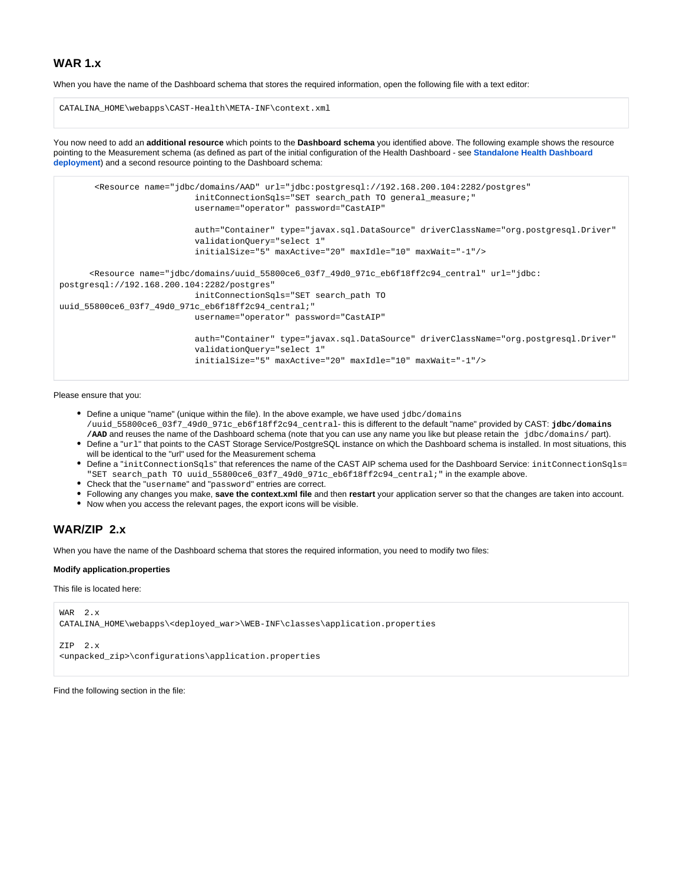## WAR 1.x

When you have the name of the Dashboard schema that stores the required information, open the following file with a text editor:

```
CATALINA_HOME\webapps\CAST-Health\META-INF\context.xml
```

You now need to add an **additional resource** which points to the **Dashboard schema** you identified above. The following example shows the resource pointing to the Measurement schema (as defined as part of the initial configuration of the Health Dashboard - see **Standalone Health Dashboard deployment**) and a second resource pointing to the Dashboard schema:

```
        <Resource name="jdbc/domains/AAD" url="jdbc:postgresql://192.168.200.104:2282/postgres"
                          initConnectionSqls="SET search_path TO general_measure;"
                          username="operator" password="CastAIP"

                          auth="Container" type="javax.sql.DataSource" driverClassName="org.postgresql.Driver"
                          validationQuery="select 1"
                          initialSize="5" maxActive="20" maxIdle="10" maxWait="-1"/>

       <Resource name="jdbc/domains/uuid_55800ce6_03f7_49d0_971c_eb6f18ff2c94_central" url="jdbc:
postgresql://192.168.200.104:2282/postgres"
                          initConnectionSqls="SET search_path TO
uuid_55800ce6_03f7_49d0_971c_eb6f18ff2c94_central;"
                          username="operator" password="CastAIP"

                          auth="Container" type="javax.sql.DataSource" driverClassName="org.postgresql.Driver"
                          validationQuery="select 1"
                          initialSize="5" maxActive="20" maxIdle="10" maxWait="-1"/>
```

Please ensure that you:

- Define a unique "name" (unique within the file). In the above example, we have used `jdbc/domains/uuid_55800ce6_03f7_49d0_971c_eb6f18ff2c94_central`- this is different to the default "name" provided by CAST: **`jdbc/domains/AAD`** and reuses the name of the Dashboard schema (note that you can use any name you like but please retain the `jdbc/domains/` part).
- Define a "`url`" that points to the CAST Storage Service/PostgreSQL instance on which the Dashboard schema is installed. In most situations, this will be identical to the "url" used for the Measurement schema
- Define a "`initConnectionSqls`" that references the name of the CAST AIP schema used for the Dashboard Service: `initConnectionSqls="SET search_path TO uuid_55800ce6_03f7_49d0_971c_eb6f18ff2c94_central;"` in the example above.
- Check that the "`username`" and "`password`" entries are correct.
- Following any changes you make, **save the context.xml file** and then **restart** your application server so that the changes are taken into account.
- Now when you access the relevant pages, the export icons will be visible.

## WAR/ZIP 2.x

When you have the name of the Dashboard schema that stores the required information, you need to modify two files:

**Modify application.properties**

This file is located here:

```
WAR  2.x
CATALINA_HOME\webapps\<deployed_war>\WEB-INF\classes\application.properties

ZIP  2.x
<unpacked_zip>\configurations\application.properties
```

Find the following section in the file: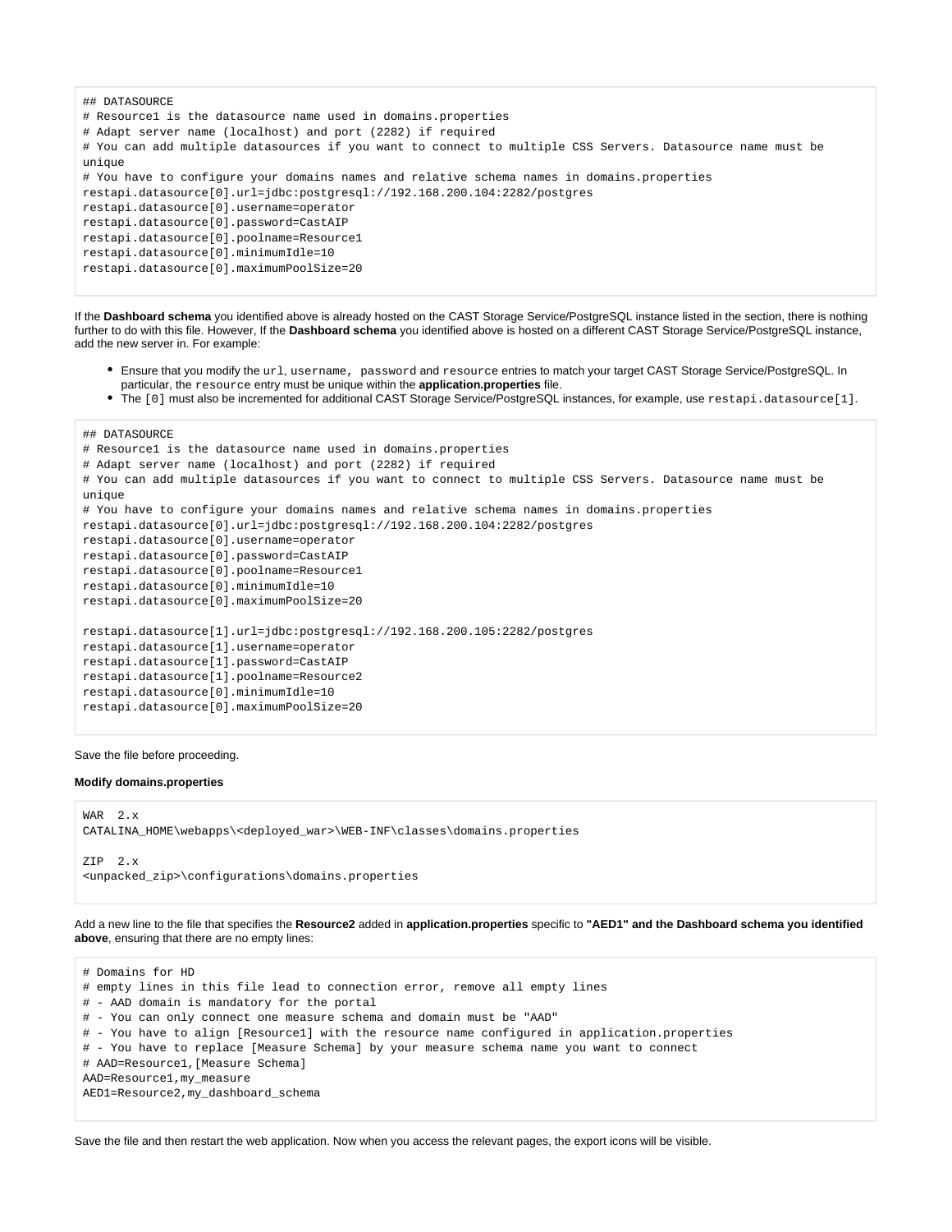```
## DATASOURCE
# Resource1 is the datasource name used in domains.properties
# Adapt server name (localhost) and port (2282) if required
# You can add multiple datasources if you want to connect to multiple CSS Servers. Datasource name must be unique
# You have to configure your domains names and relative schema names in domains.properties
restapi.datasource[0].url=jdbc:postgresql://192.168.200.104:2282/postgres
restapi.datasource[0].username=operator
restapi.datasource[0].password=CastAIP
restapi.datasource[0].poolname=Resource1
restapi.datasource[0].minimumIdle=10
restapi.datasource[0].maximumPoolSize=20
```

If the **Dashboard schema** you identified above is already hosted on the CAST Storage Service/PostgreSQL instance listed in the section, there is nothing further to do with this file. However, If the **Dashboard schema** you identified above is hosted on a different CAST Storage Service/PostgreSQL instance, add the new server in. For example:

- Ensure that you modify the `url`, `username, password` and `resource` entries to match your target CAST Storage Service/PostgreSQL. In particular, the `resource` entry must be unique within the **application.properties** file.
- The `[0]` must also be incremented for additional CAST Storage Service/PostgreSQL instances, for example, use `restapi.datasource[1]`.

```
## DATASOURCE
# Resource1 is the datasource name used in domains.properties
# Adapt server name (localhost) and port (2282) if required
# You can add multiple datasources if you want to connect to multiple CSS Servers. Datasource name must be unique
# You have to configure your domains names and relative schema names in domains.properties
restapi.datasource[0].url=jdbc:postgresql://192.168.200.104:2282/postgres
restapi.datasource[0].username=operator
restapi.datasource[0].password=CastAIP
restapi.datasource[0].poolname=Resource1
restapi.datasource[0].minimumIdle=10
restapi.datasource[0].maximumPoolSize=20

restapi.datasource[1].url=jdbc:postgresql://192.168.200.105:2282/postgres
restapi.datasource[1].username=operator
restapi.datasource[1].password=CastAIP
restapi.datasource[1].poolname=Resource2
restapi.datasource[0].minimumIdle=10
restapi.datasource[0].maximumPoolSize=20
```

Save the file before proceeding.

**Modify domains.properties**

```
WAR  2.x
CATALINA_HOME\webapps\<deployed_war>\WEB-INF\classes\domains.properties

ZIP  2.x
<unpacked_zip>\configurations\domains.properties
```

Add a new line to the file that specifies the **Resource2** added in **application.properties** specific to **"AED1" and the Dashboard schema you identified above**, ensuring that there are no empty lines:

```
# Domains for HD
# empty lines in this file lead to connection error, remove all empty lines
# - AAD domain is mandatory for the portal
# - You can only connect one measure schema and domain must be "AAD"
# - You have to align [Resource1] with the resource name configured in application.properties
# - You have to replace [Measure Schema] by your measure schema name you want to connect
# AAD=Resource1,[Measure Schema]
AAD=Resource1,my_measure
AED1=Resource2,my_dashboard_schema
```

Save the file and then restart the web application. Now when you access the relevant pages, the export icons will be visible.